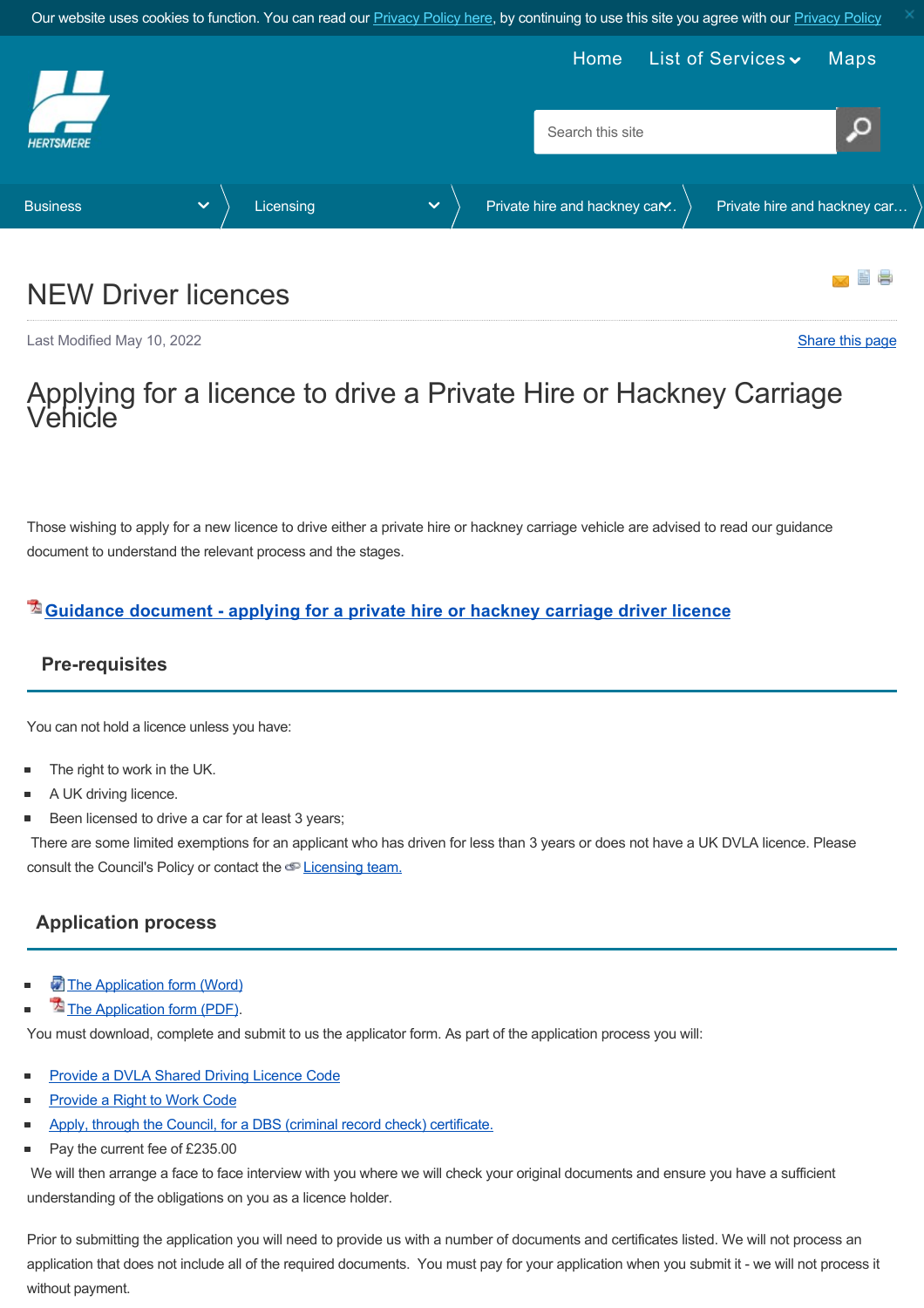Our website uses cookies to function. You can read our Privacy Policy here, by continuing to use this site you agree with our Privacy Policy

Home | List of Services | Maps

Business > Licensing > Private hire and hackney car... > Private hire and hackney car...

# NEW Driver licences

Last Modified May 10, 2022

Share this page

## Applying for a licence to drive a Private Hire or Hackney Carriage Vehicle

Those wishing to apply for a new licence to drive either a private hire or hackney carriage vehicle are advised to read our guidance document to understand the relevant process and the stages.

**Guidance document - applying for a private hire or hackney carriage driver licence**

### Pre-requisites

You can not hold a licence unless you have:

- The right to work in the UK.
- A UK driving licence.
- Been licensed to drive a car for at least 3 years;

There are some limited exemptions for an applicant who has driven for less than 3 years or does not have a UK DVLA licence. Please consult the Council's Policy or contact the Licensing team.

### Application process

- The Application form (Word)
- The Application form (PDF).

You must download, complete and submit to us the applicator form. As part of the application process you will:

- Provide a DVLA Shared Driving Licence Code
- Provide a Right to Work Code
- Apply, through the Council, for a DBS (criminal record check) certificate.
- Pay the current fee of £235.00

We will then arrange a face to face interview with you where we will check your original documents and ensure you have a sufficient understanding of the obligations on you as a licence holder.

Prior to submitting the application you will need to provide us with a number of documents and certificates listed. We will not process an application that does not include all of the required documents. You must pay for your application when you submit it - we will not process it without payment.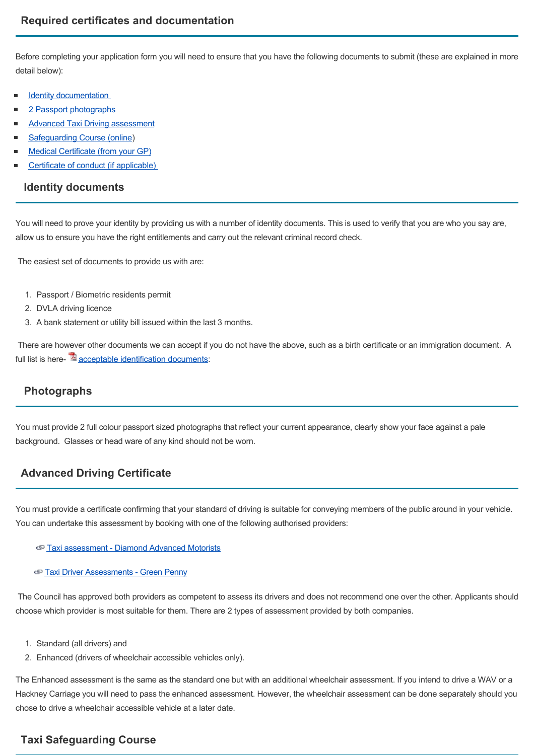## Required certificates and documentation

Before completing your application form you will need to ensure that you have the following documents to submit (these are explained in more detail below):

- Identity documentation
- 2 Passport photographs
- Advanced Taxi Driving assessment
- Safeguarding Course (online)
- Medical Certificate (from your GP)
- Certificate of conduct (if applicable)

## Identity documents

You will need to prove your identity by providing us with a number of identity documents. This is used to verify that you are who you say are, allow us to ensure you have the right entitlements and carry out the relevant criminal record check.

The easiest set of documents to provide us with are:

1. Passport / Biometric residents permit
2. DVLA driving licence
3. A bank statement or utility bill issued within the last 3 months.

There are however other documents we can accept if you do not have the above, such as a birth certificate or an immigration document. A full list is here- acceptable identification documents:

## Photographs

You must provide 2 full colour passport sized photographs that reflect your current appearance, clearly show your face against a pale background. Glasses or head ware of any kind should not be worn.

## Advanced Driving Certificate

You must provide a certificate confirming that your standard of driving is suitable for conveying members of the public around in your vehicle. You can undertake this assessment by booking with one of the following authorised providers:

Taxi assessment - Diamond Advanced Motorists

Taxi Driver Assessments - Green Penny

The Council has approved both providers as competent to assess its drivers and does not recommend one over the other. Applicants should choose which provider is most suitable for them. There are 2 types of assessment provided by both companies.

1. Standard (all drivers) and
2. Enhanced (drivers of wheelchair accessible vehicles only).

The Enhanced assessment is the same as the standard one but with an additional wheelchair assessment. If you intend to drive a WAV or a Hackney Carriage you will need to pass the enhanced assessment. However, the wheelchair assessment can be done separately should you chose to drive a wheelchair accessible vehicle at a later date.

## Taxi Safeguarding Course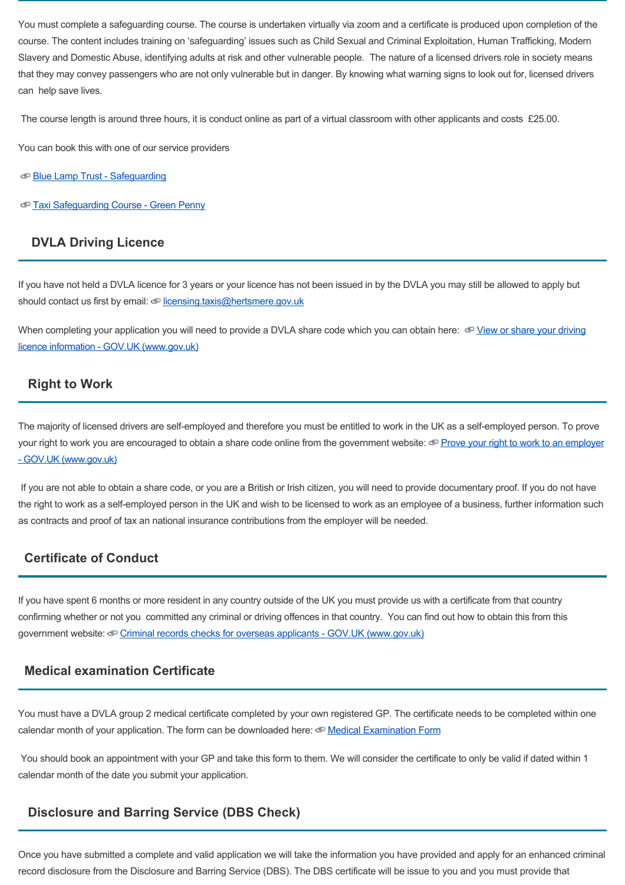You must complete a safeguarding course. The course is undertaken virtually via zoom and a certificate is produced upon completion of the course. The content includes training on 'safeguarding' issues such as Child Sexual and Criminal Exploitation, Human Trafficking, Modern Slavery and Domestic Abuse, identifying adults at risk and other vulnerable people. The nature of a licensed drivers role in society means that they may convey passengers who are not only vulnerable but in danger. By knowing what warning signs to look out for, licensed drivers can help save lives.

The course length is around three hours, it is conduct online as part of a virtual classroom with other applicants and costs £25.00.

You can book this with one of our service providers

[Blue Lamp Trust - Safeguarding]

[Taxi Safeguarding Course - Green Penny]

## DVLA Driving Licence

If you have not held a DVLA licence for 3 years or your licence has not been issued in by the DVLA you may still be allowed to apply but should contact us first by email: licensing.taxis@hertsmere.gov.uk

When completing your application you will need to provide a DVLA share code which you can obtain here: [View or share your driving licence information - GOV.UK (www.gov.uk)]

## Right to Work

The majority of licensed drivers are self-employed and therefore you must be entitled to work in the UK as a self-employed person. To prove your right to work you are encouraged to obtain a share code online from the government website: [Prove your right to work to an employer - GOV.UK (www.gov.uk)]

If you are not able to obtain a share code, or you are a British or Irish citizen, you will need to provide documentary proof. If you do not have the right to work as a self-employed person in the UK and wish to be licensed to work as an employee of a business, further information such as contracts and proof of tax an national insurance contributions from the employer will be needed.

## Certificate of Conduct

If you have spent 6 months or more resident in any country outside of the UK you must provide us with a certificate from that country confirming whether or not you committed any criminal or driving offences in that country. You can find out how to obtain this from this government website: [Criminal records checks for overseas applicants - GOV.UK (www.gov.uk)]

## Medical examination Certificate

You must have a DVLA group 2 medical certificate completed by your own registered GP. The certificate needs to be completed within one calendar month of your application. The form can be downloaded here: [Medical Examination Form]

You should book an appointment with your GP and take this form to them. We will consider the certificate to only be valid if dated within 1 calendar month of the date you submit your application.

## Disclosure and Barring Service (DBS Check)

Once you have submitted a complete and valid application we will take the information you have provided and apply for an enhanced criminal record disclosure from the Disclosure and Barring Service (DBS). The DBS certificate will be issue to you and you must provide that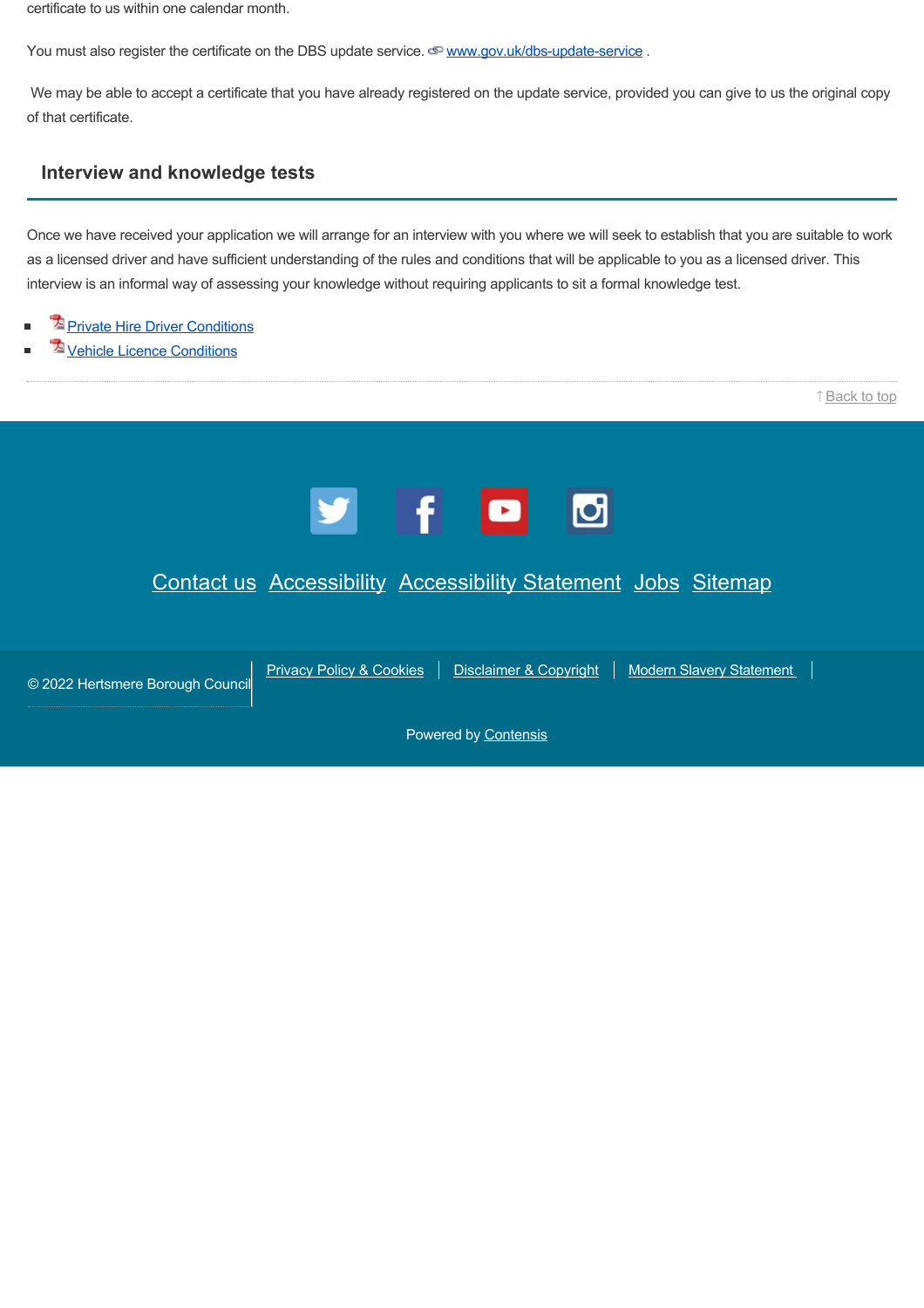certificate to us within one calendar month.

You must also register the certificate on the DBS update service. www.gov.uk/dbs-update-service .

We may be able to accept a certificate that you have already registered on the update service, provided you can give to us the original copy of that certificate.

## Interview and knowledge tests

Once we have received your application we will arrange for an interview with you where we will seek to establish that you are suitable to work as a licensed driver and have sufficient understanding of the rules and conditions that will be applicable to you as a licensed driver. This interview is an informal way of assessing your knowledge without requiring applicants to sit a formal knowledge test.

- Private Hire Driver Conditions
- Vehicle Licence Conditions

↑ Back to top

Contact us  Accessibility  Accessibility Statement  Jobs  Sitemap

© 2022 Hertsmere Borough Council | Privacy Policy & Cookies | Disclaimer & Copyright | Modern Slavery Statement

Powered by Contensis